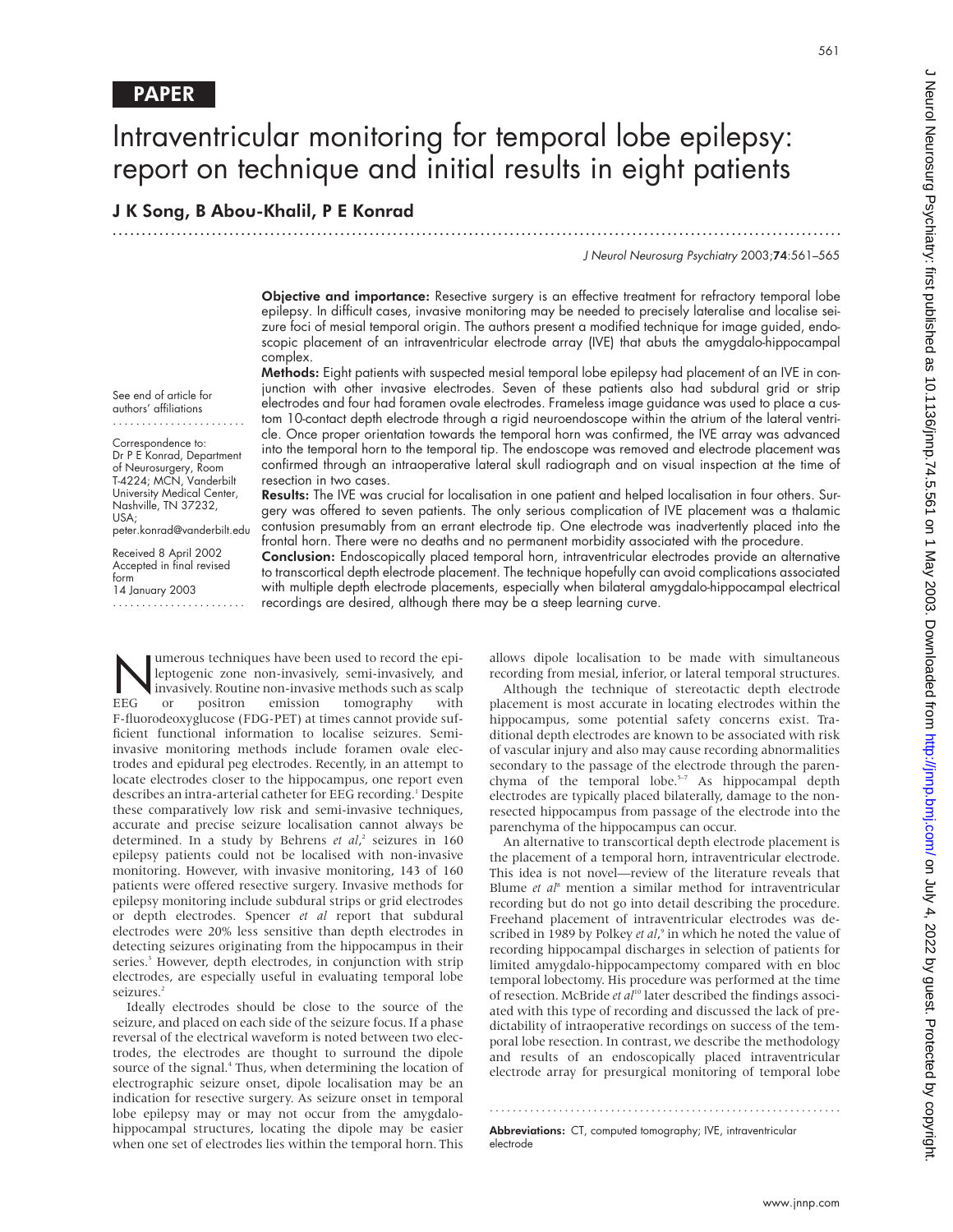PAPER

# Intraventricular monitoring for temporal lobe epilepsy: report on technique and initial results in eight patients

## J K Song, B Abou-Khalil, P E Konrad

See end of article for authors' affiliations

Correspondence to: Dr P E Konrad, Department of Neurosurgery, Room T-4224; MCN, Vanderbilt University Medical Center, Nashville, TN 37232, USA; peter.konrad@vanderbilt.edu

Received 8 April 2002
Accepted in final revised form 14 January 2003

**Objective and importance:** Resective surgery is an effective treatment for refractory temporal lobe epilepsy. In difficult cases, invasive monitoring may be needed to precisely lateralise and localise seizure foci of mesial temporal origin. The authors present a modified technique for image guided, endoscopic placement of an intraventricular electrode array (IVE) that abuts the amygdalo-hippocampal complex.

**Methods:** Eight patients with suspected mesial temporal lobe epilepsy had placement of an IVE in conjunction with other invasive electrodes. Seven of these patients also had subdural grid or strip electrodes and four had foramen ovale electrodes. Frameless image guidance was used to place a custom 10-contact depth electrode through a rigid neuroendoscope within the atrium of the lateral ventricle. Once proper orientation towards the temporal horn was confirmed, the IVE array was advanced into the temporal horn to the temporal tip. The endoscope was removed and electrode placement was confirmed through an intraoperative lateral skull radiograph and on visual inspection at the time of resection in two cases.

**Results:** The IVE was crucial for localisation in one patient and helped localisation in four others. Surgery was offered to seven patients. The only serious complication of IVE placement was a thalamic contusion presumably from an errant electrode tip. One electrode was inadvertently placed into the frontal horn. There were no deaths and no permanent morbidity associated with the procedure.

**Conclusion:** Endoscopically placed temporal horn, intraventricular electrodes provide an alternative to transcortical depth electrode placement. The technique hopefully can avoid complications associated with multiple depth electrode placements, especially when bilateral amygdalo-hippocampal electrical recordings are desired, although there may be a steep learning curve.

Numerous techniques have been used to record the epileptogenic zone non-invasively, semi-invasively, and invasively. Routine non-invasive methods such as scalp EEG or positron emission tomography with F-fluorodeoxyglucose (FDG-PET) at times cannot provide sufficient functional information to localise seizures. Semi-invasive monitoring methods include foramen ovale electrodes and epidural peg electrodes. Recently, in an attempt to locate electrodes closer to the hippocampus, one report even describes an intra-arterial catheter for EEG recording.[1] Despite these comparatively low risk and semi-invasive techniques, accurate and precise seizure localisation cannot always be determined. In a study by Behrens *et al*,[2] seizures in 160 epilepsy patients could not be localised with non-invasive monitoring. However, with invasive monitoring, 143 of 160 patients were offered resective surgery. Invasive methods for epilepsy monitoring include subdural strips or grid electrodes or depth electrodes. Spencer *et al* report that subdural electrodes were 20% less sensitive than depth electrodes in detecting seizures originating from the hippocampus in their series.[3] However, depth electrodes, in conjunction with strip electrodes, are especially useful in evaluating temporal lobe seizures.[2]

Ideally electrodes should be close to the source of the seizure, and placed on each side of the seizure focus. If a phase reversal of the electrical waveform is noted between two electrodes, the electrodes are thought to surround the dipole source of the signal.[4] Thus, when determining the location of electrographic seizure onset, dipole localisation may be an indication for resective surgery. As seizure onset in temporal lobe epilepsy may or may not occur from the amygdalo-hippocampal structures, locating the dipole may be easier when one set of electrodes lies within the temporal horn. This allows dipole localisation to be made with simultaneous recording from mesial, inferior, or lateral temporal structures.

Although the technique of stereotactic depth electrode placement is most accurate in locating electrodes within the hippocampus, some potential safety concerns exist. Traditional depth electrodes are known to be associated with risk of vascular injury and also may cause recording abnormalities secondary to the passage of the electrode through the parenchyma of the temporal lobe.[5–7] As hippocampal depth electrodes are typically placed bilaterally, damage to the non-resected hippocampus from passage of the electrode into the parenchyma of the hippocampus can occur.

An alternative to transcortical depth electrode placement is the placement of a temporal horn, intraventricular electrode. This idea is not novel—review of the literature reveals that Blume *et al*[8] mention a similar method for intraventricular recording but do not go into detail describing the procedure. Freehand placement of intraventricular electrodes was described in 1989 by Polkey *et al*,[9] in which he noted the value of recording hippocampal discharges in selection of patients for limited amygdalo-hippocampectomy compared with en bloc temporal lobectomy. His procedure was performed at the time of resection. McBride *et al*[10] later described the findings associated with this type of recording and discussed the lack of predictability of intraoperative recordings on success of the temporal lobe resection. In contrast, we describe the methodology and results of an endoscopically placed intraventricular electrode array for presurgical monitoring of temporal lobe

**Abbreviations:** CT, computed tomography; IVE, intraventricular electrode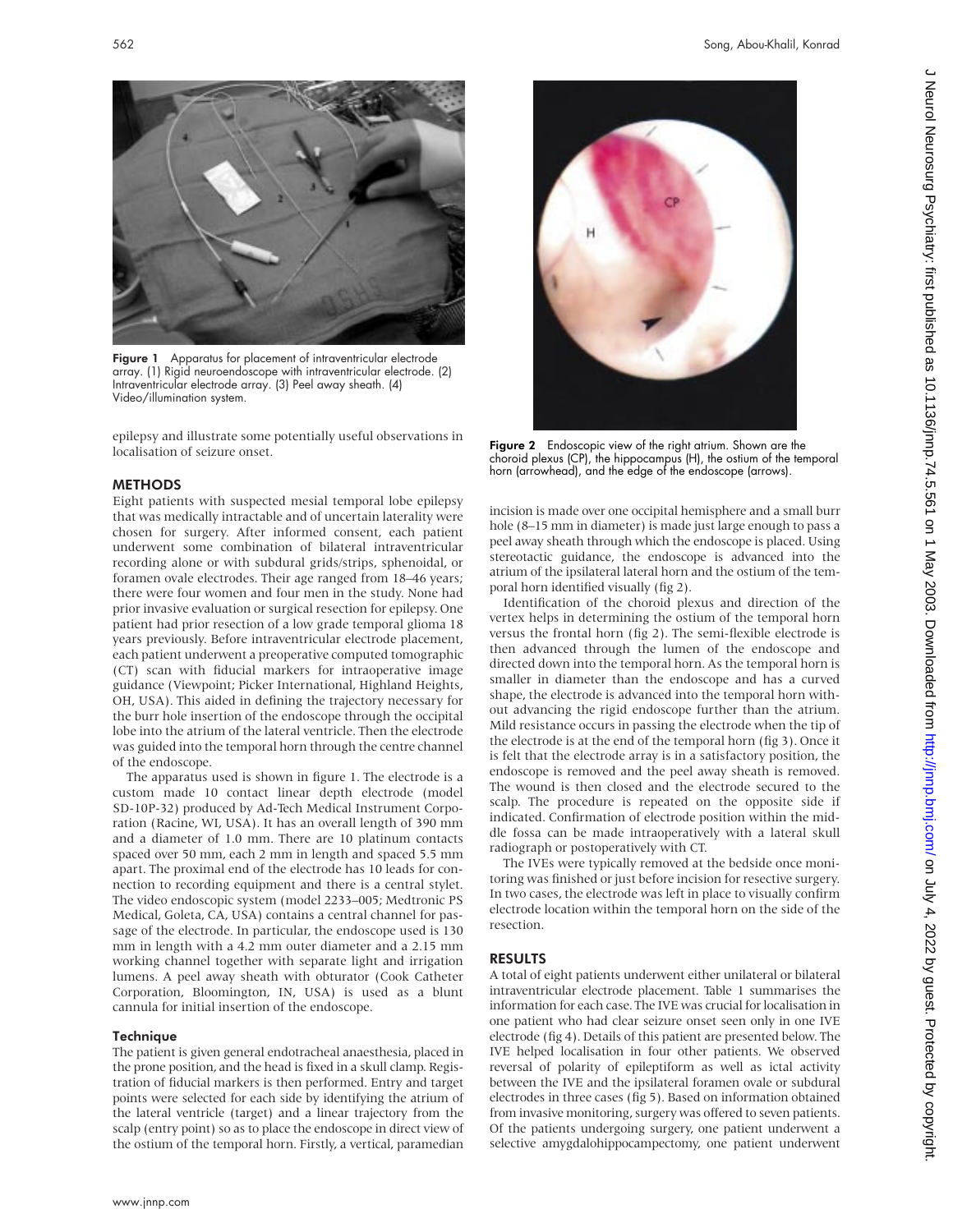Figure 1 Apparatus for placement of intraventricular electrode array. (1) Rigid neuroendoscope with intraventricular electrode. (2) Intraventricular electrode array. (3) Peel away sheath. (4) Video/illumination system.

epilepsy and illustrate some potentially useful observations in localisation of seizure onset.

## METHODS

Eight patients with suspected mesial temporal lobe epilepsy that was medically intractable and of uncertain laterality were chosen for surgery. After informed consent, each patient underwent some combination of bilateral intraventricular recording alone or with subdural grids/strips, sphenoidal, or foramen ovale electrodes. Their age ranged from 18–46 years; there were four women and four men in the study. None had prior invasive evaluation or surgical resection for epilepsy. One patient had prior resection of a low grade temporal glioma 18 years previously. Before intraventricular electrode placement, each patient underwent a preoperative computed tomographic (CT) scan with fiducial markers for intraoperative image guidance (Viewpoint; Picker International, Highland Heights, OH, USA). This aided in defining the trajectory necessary for the burr hole insertion of the endoscope through the occipital lobe into the atrium of the lateral ventricle. Then the electrode was guided into the temporal horn through the centre channel of the endoscope.

The apparatus used is shown in figure 1. The electrode is a custom made 10 contact linear depth electrode (model SD-10P-32) produced by Ad-Tech Medical Instrument Corporation (Racine, WI, USA). It has an overall length of 390 mm and a diameter of 1.0 mm. There are 10 platinum contacts spaced over 50 mm, each 2 mm in length and spaced 5.5 mm apart. The proximal end of the electrode has 10 leads for connection to recording equipment and there is a central stylet. The video endoscopic system (model 2233–005; Medtronic PS Medical, Goleta, CA, USA) contains a central channel for passage of the electrode. In particular, the endoscope used is 130 mm in length with a 4.2 mm outer diameter and a 2.15 mm working channel together with separate light and irrigation lumens. A peel away sheath with obturator (Cook Catheter Corporation, Bloomington, IN, USA) is used as a blunt cannula for initial insertion of the endoscope.

### Technique

The patient is given general endotracheal anaesthesia, placed in the prone position, and the head is fixed in a skull clamp. Registration of fiducial markers is then performed. Entry and target points were selected for each side by identifying the atrium of the lateral ventricle (target) and a linear trajectory from the scalp (entry point) so as to place the endoscope in direct view of the ostium of the temporal horn. Firstly, a vertical, paramedian incision is made over one occipital hemisphere and a small burr hole (8–15 mm in diameter) is made just large enough to pass a peel away sheath through which the endoscope is placed. Using stereotactic guidance, the endoscope is advanced into the atrium of the ipsilateral lateral horn and the ostium of the temporal horn identified visually (fig 2).

Figure 2 Endoscopic view of the right atrium. Shown are the choroid plexus (CP), the hippocampus (H), the ostium of the temporal horn (arrowhead), and the edge of the endoscope (arrows).

Identification of the choroid plexus and direction of the vertex helps in determining the ostium of the temporal horn versus the frontal horn (fig 2). The semi-flexible electrode is then advanced through the lumen of the endoscope and directed down into the temporal horn. As the temporal horn is smaller in diameter than the endoscope and has a curved shape, the electrode is advanced into the temporal horn without advancing the rigid endoscope further than the atrium. Mild resistance occurs in passing the electrode when the tip of the electrode is at the end of the temporal horn (fig 3). Once it is felt that the electrode array is in a satisfactory position, the endoscope is removed and the peel away sheath is removed. The wound is then closed and the electrode secured to the scalp. The procedure is repeated on the opposite side if indicated. Confirmation of electrode position within the middle fossa can be made intraoperatively with a lateral skull radiograph or postoperatively with CT.

The IVEs were typically removed at the bedside once monitoring was finished or just before incision for resective surgery. In two cases, the electrode was left in place to visually confirm electrode location within the temporal horn on the side of the resection.

## RESULTS

A total of eight patients underwent either unilateral or bilateral intraventricular electrode placement. Table 1 summarises the information for each case. The IVE was crucial for localisation in one patient who had clear seizure onset seen only in one IVE electrode (fig 4). Details of this patient are presented below. The IVE helped localisation in four other patients. We observed reversal of polarity of epileptiform as well as ictal activity between the IVE and the ipsilateral foramen ovale or subdural electrodes in three cases (fig 5). Based on information obtained from invasive monitoring, surgery was offered to seven patients. Of the patients undergoing surgery, one patient underwent a selective amygdalohippocampectomy, one patient underwent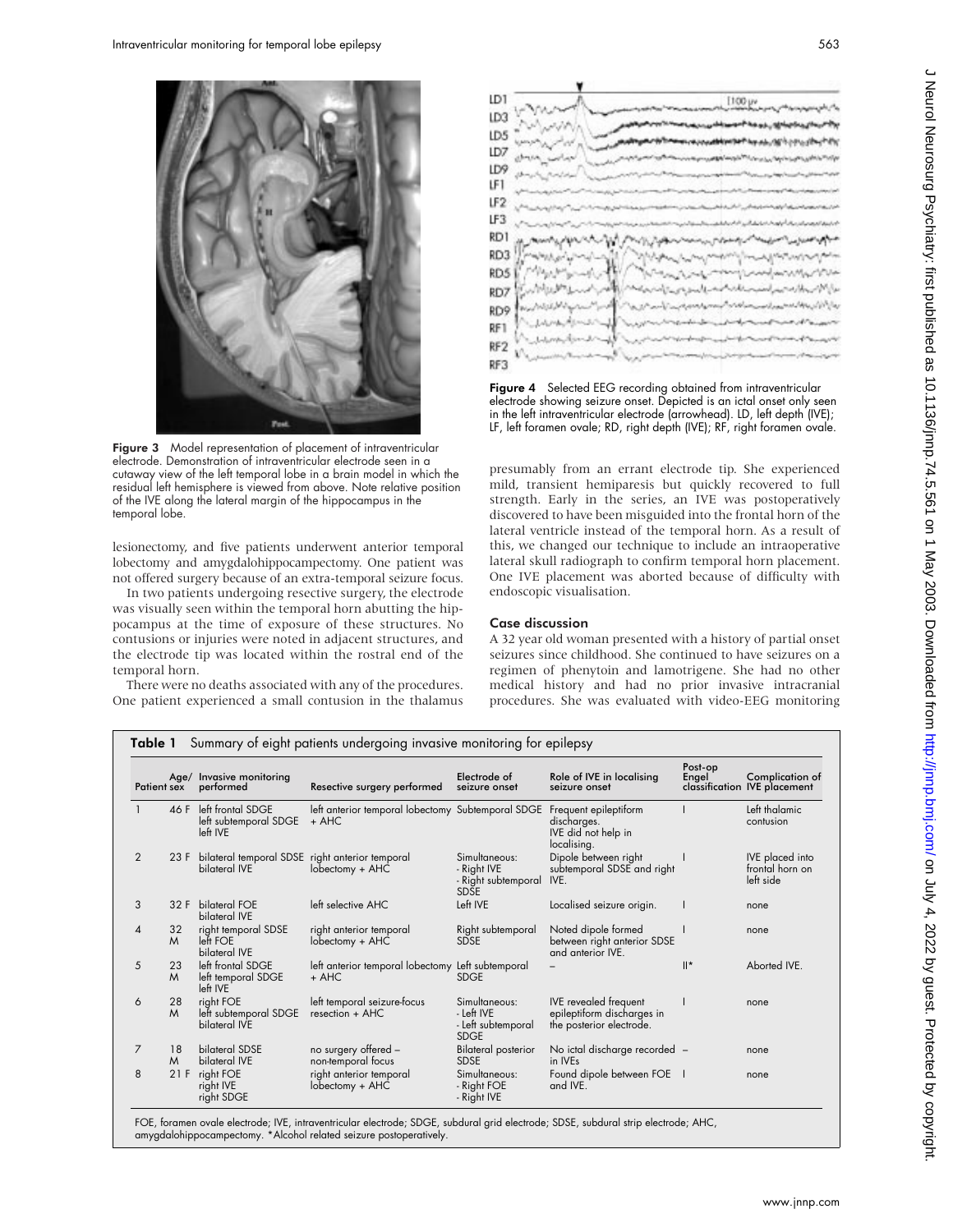Figure 3 Model representation of placement of intraventricular electrode. Demonstration of intraventricular electrode seen in a cutaway view of the left temporal lobe in a brain model in which the residual left hemisphere is viewed from above. Note relative position of the IVE along the lateral margin of the hippocampus in the temporal lobe.

lesionectomy, and five patients underwent anterior temporal lobectomy and amygdalohippocampectomy. One patient was not offered surgery because of an extra-temporal seizure focus.

In two patients undergoing resective surgery, the electrode was visually seen within the temporal horn abutting the hippocampus at the time of exposure of these structures. No contusions or injuries were noted in adjacent structures, and the electrode tip was located within the rostral end of the temporal horn.

There were no deaths associated with any of the procedures. One patient experienced a small contusion in the thalamus presumably from an errant electrode tip. She experienced mild, transient hemiparesis but quickly recovered to full strength. Early in the series, an IVE was postoperatively discovered to have been misguided into the frontal horn of the lateral ventricle instead of the temporal horn. As a result of this, we changed our technique to include an intraoperative lateral skull radiograph to confirm temporal horn placement. One IVE placement was aborted because of difficulty with endoscopic visualisation.

Figure 4 Selected EEG recording obtained from intraventricular electrode showing seizure onset. Depicted is an ictal onset only seen in the left intraventricular electrode (arrowhead). LD, left depth (IVE); LF, left foramen ovale; RD, right depth (IVE); RF, right foramen ovale.

### Case discussion

A 32 year old woman presented with a history of partial onset seizures since childhood. She continued to have seizures on a regimen of phenytoin and lamotrigene. She had no other medical history and had no prior invasive intracranial procedures. She was evaluated with video-EEG monitoring

**Table 1** Summary of eight patients undergoing invasive monitoring for epilepsy

| Patient | Age/sex | Invasive monitoring performed | Resective surgery performed | Electrode of seizure onset | Role of IVE in localising seizure onset | Post-op Engel classification | Complication of IVE placement |
|---|---|---|---|---|---|---|---|
| 1 | 46 F | left frontal SDGE<br>left subtemporal SDGE<br>left IVE | left anterior temporal lobectomy + AHC | Subtemporal SDGE | Frequent epileptiform discharges.<br>IVE did not help in localising. | I | Left thalamic contusion |
| 2 | 23 F | bilateral temporal SDSE<br>bilateral IVE | right anterior temporal lobectomy + AHC | Simultaneous:<br>- Right IVE<br>- Right subtemporal SDSE | Dipole between right subtemporal SDSE and right IVE. | I | IVE placed into frontal horn on left side |
| 3 | 32 F | bilateral FOE<br>bilateral IVE | left selective AHC | Left IVE | Localised seizure origin. | I | none |
| 4 | 32 M | right temporal SDSE<br>left FOE<br>bilateral IVE | right anterior temporal lobectomy + AHC | Right subtemporal SDSE | Noted dipole formed between right anterior SDSE and anterior IVE. | I | none |
| 5 | 23 M | left frontal SDGE<br>left temporal SDGE<br>left IVE | left anterior temporal lobectomy + AHC | Left subtemporal SDGE | – | II* | Aborted IVE. |
| 6 | 28 M | right FOE<br>left subtemporal SDGE<br>bilateral IVE | left temporal seizure-focus resection + AHC | Simultaneous:<br>- Left IVE<br>- Left subtemporal SDGE | IVE revealed frequent epileptiform discharges in the posterior electrode. | I | none |
| 7 | 18 M | bilateral SDSE<br>bilateral IVE | no surgery offered – non-temporal focus | Bilateral posterior SDSE | No ictal discharge recorded in IVEs | – | none |
| 8 | 21 F | right FOE<br>right IVE<br>right SDGE | right anterior temporal lobectomy + AHC | Simultaneous:<br>- Right FOE<br>- Right IVE | Found dipole between FOE and IVE. | I | none |

FOE, foramen ovale electrode; IVE, intraventricular electrode; SDGE, subdural grid electrode; SDSE, subdural strip electrode; AHC, amygdalohippocampectomy. *Alcohol related seizure postoperatively.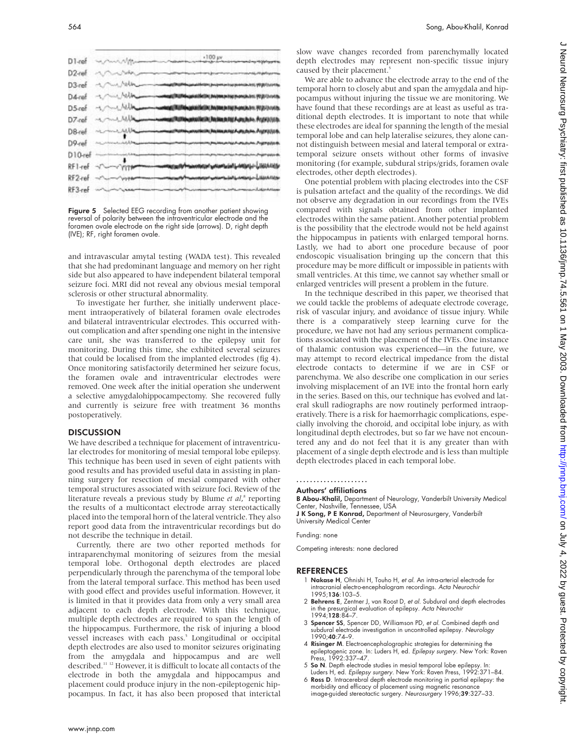Figure 5 Selected EEG recording from another patient showing reversal of polarity between the intraventricular electrode and the foramen ovale electrode on the right side (arrows). D, right depth (IVE); RF, right foramen ovale.

and intravascular amytal testing (WADA test). This revealed that she had predominant language and memory on her right side but also appeared to have independent bilateral temporal seizure foci. MRI did not reveal any obvious mesial temporal sclerosis or other structural abnormality.

To investigate her further, she initially underwent placement intraoperatively of bilateral foramen ovale electrodes and bilateral intraventricular electrodes. This occurred without complication and after spending one night in the intensive care unit, she was transferred to the epilepsy unit for monitoring. During this time, she exhibited several seizures that could be localised from the implanted electrodes (fig 4). Once monitoring satisfactorily determined her seizure focus, the foramen ovale and intraventricular electrodes were removed. One week after the initial operation she underwent a selective amygdalohippocampectomy. She recovered fully and currently is seizure free with treatment 36 months postoperatively.

## DISCUSSION

We have described a technique for placement of intraventricular electrodes for monitoring of mesial temporal lobe epilepsy. This technique has been used in seven of eight patients with good results and has provided useful data in assisting in planning surgery for resection of mesial compared with other temporal structures associated with seizure foci. Review of the literature reveals a previous study by Blume *et al*,[8] reporting the results of a multicontact electrode array stereotactically placed into the temporal horn of the lateral ventricle. They also report good data from the intraventricular recordings but do not describe the technique in detail.

Currently, there are two other reported methods for intraparenchymal monitoring of seizures from the mesial temporal lobe. Orthogonal depth electrodes are placed perpendicularly through the parenchyma of the temporal lobe from the lateral temporal surface. This method has been used with good effect and provides useful information. However, it is limited in that it provides data from only a very small area adjacent to each depth electrode. With this technique, multiple depth electrodes are required to span the length of the hippocampus. Furthermore, the risk of injuring a blood vessel increases with each pass.[5] Longitudinal or occipital depth electrodes are also used to monitor seizures originating from the amygdala and hippocampus and are well described.[11 12] However, it is difficult to locate all contacts of the electrode in both the amygdala and hippocampus and placement could produce injury in the non-epileptogenic hippocampus. In fact, it has also been proposed that interictal slow wave changes recorded from parenchymally located depth electrodes may represent non-specific tissue injury caused by their placement.[5]

We are able to advance the electrode array to the end of the temporal horn to closely abut and span the amygdala and hippocampus without injuring the tissue we are monitoring. We have found that these recordings are at least as useful as traditional depth electrodes. It is important to note that while these electrodes are ideal for spanning the length of the mesial temporal lobe and can help lateralise seizures, they alone cannot distinguish between mesial and lateral temporal or extratemporal seizure onsets without other forms of invasive monitoring (for example, subdural strips/grids, foramen ovale electrodes, other depth electrodes).

One potential problem with placing electrodes into the CSF is pulsation artefact and the quality of the recordings. We did not observe any degradation in our recordings from the IVEs compared with signals obtained from other implanted electrodes within the same patient. Another potential problem is the possibility that the electrode would not be held against the hippocampus in patients with enlarged temporal horns. Lastly, we had to abort one procedure because of poor endoscopic visualisation bringing up the concern that this procedure may be more difficult or impossible in patients with small ventricles. At this time, we cannot say whether small or enlarged ventricles will present a problem in the future.

In the technique described in this paper, we theorised that we could tackle the problems of adequate electrode coverage, risk of vascular injury, and avoidance of tissue injury. While there is a comparatively steep learning curve for the procedure, we have not had any serious permanent complications associated with the placement of the IVEs. One instance of thalamic contusion was experienced—in the future, we may attempt to record electrical impedance from the distal electrode contacts to determine if we are in CSF or parenchyma. We also describe one complication in our series involving misplacement of an IVE into the frontal horn early in the series. Based on this, our technique has evolved and lateral skull radiographs are now routinely performed intraoperatively. There is a risk for haemorrhagic complications, especially involving the choroid, and occipital lobe injury, as with longitudinal depth electrodes, but so far we have not encountered any and do not feel that it is any greater than with placement of a single depth electrode and is less than multiple depth electrodes placed in each temporal lobe.

### Authors' affiliations

**B Abou-Khalil,** Department of Neurology, Vanderbilt University Medical Center, Nashville, Tennessee, USA
**J K Song, P E Konrad,** Department of Neurosurgery, Vanderbilt University Medical Center

Funding: none

Competing interests: none declared

## REFERENCES

1. **Nakase H**, Ohnishi H, Touho H, *et al*. An intra-arterial electrode for intracranial electro-encephalogram recordings. *Acta Neurochir* 1995;**136**:103–5.
2. **Behrens E**, Zentner J, van Roost D, *et al*. Subdural and depth electrodes in the presurgical evaluation of epilepsy. *Acta Neurochir* 1994;**128**:84–7.
3. **Spencer SS**, Spencer DD, Williamson PD, *et al*. Combined depth and subdural electrode investigation in uncontrolled epilepsy. *Neurology* 1990;**40**:74–9.
4. **Risinger M**. Electroencephalographic strategies for determining the epileptogenic zone. In: Luders H, ed. *Epilepsy surgery*. New York: Raven Press, 1992:337–47.
5. **So N**. Depth electrode studies in mesial temporal lobe epilepsy. In: Luders H, ed. *Epilepsy surgery*. New York: Raven Press, 1992:371–84.
6. **Ross D**. Intracerebral depth electrode monitoring in partial epilepsy: the morbidity and efficacy of placement using magnetic resonance image-guided stereotactic surgery. *Neurosurgery* 1996;**39**:327–33.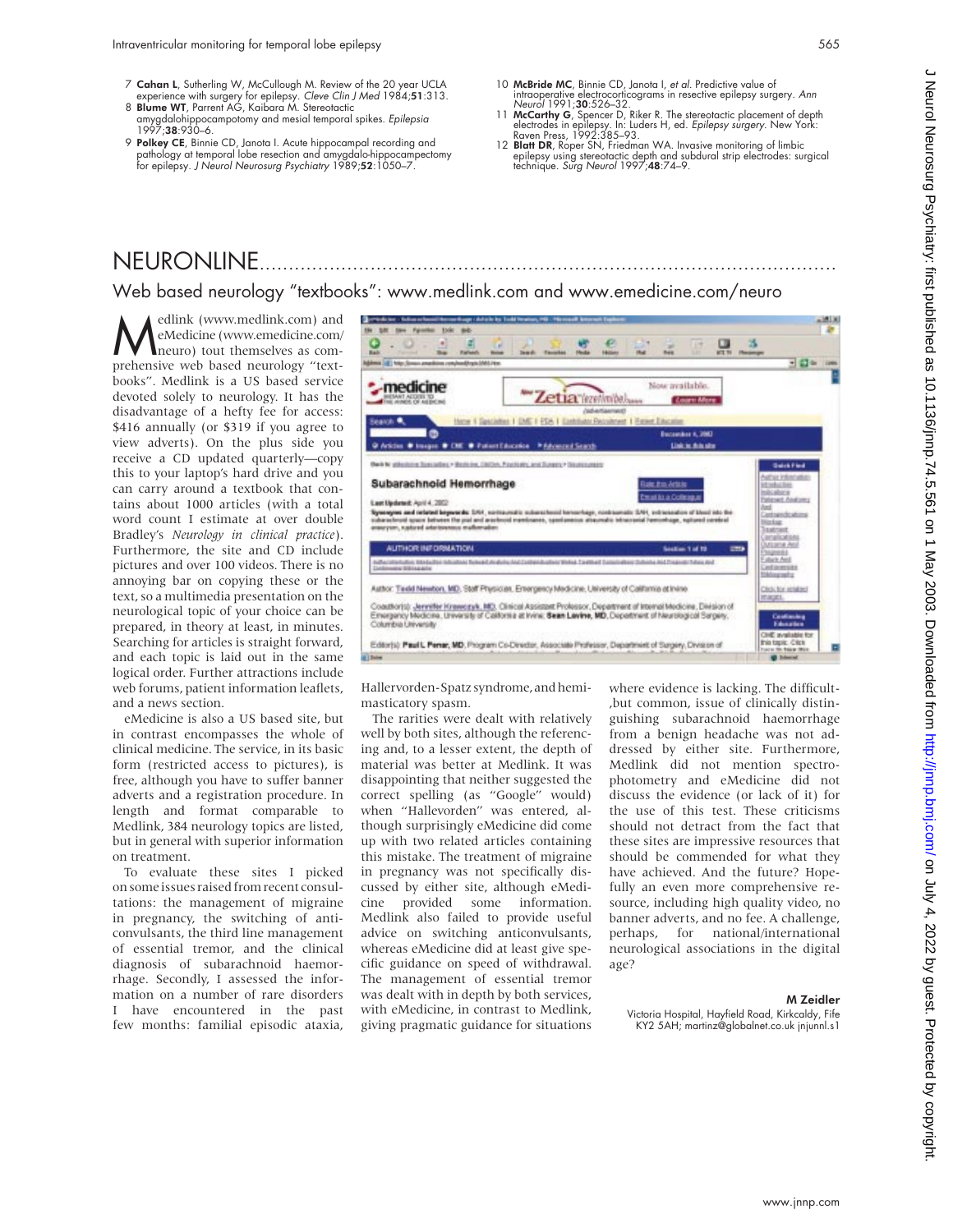7 **Cahan L**, Sutherling W, McCullough M. Review of the 20 year UCLA experience with surgery for epilepsy. *Cleve Clin J Med* 1984;**51**:313.

8 **Blume WT**, Parrent AG, Kaibara M. Stereotactic amygdalohippocampotomy and mesial temporal spikes. *Epilepsia* 1997;**38**:930–6.

9 **Polkey CE**, Binnie CD, Janota I. Acute hippocampal recording and pathology at temporal lobe resection and amygdalo-hippocampectomy for epilepsy. *J Neurol Neurosurg Psychiatry* 1989;**52**:1050–7.

10 **McBride MC**, Binnie CD, Janota I, *et al*. Predictive value of intraoperative electrocorticograms in resective epilepsy surgery. *Ann Neurol* 1991;**30**:526–32.

11 **McCarthy G**, Spencer D, Riker R. The stereotactic placement of depth electrodes in epilepsy. In: Luders H, ed. *Epilepsy surgery*. New York: Raven Press, 1992:385–93.

12 **Blatt DR**, Roper SN, Friedman WA. Invasive monitoring of limbic epilepsy using stereotactic depth and subdural strip electrodes: surgical technique. *Surg Neurol* 1997;**48**:74–9.

# NEURONLINE

## Web based neurology "textbooks": www.medlink.com and www.emedicine.com/neuro

Medlink (www.medlink.com) and eMedicine (www.emedicine.com/neuro) tout themselves as comprehensive web based neurology "textbooks". Medlink is a US based service devoted solely to neurology. It has the disadvantage of a hefty fee for access: $416 annually (or $319 if you agree to view adverts). On the plus side you receive a CD updated quarterly—copy this to your laptop's hard drive and you can carry around a textbook that contains about 1000 articles (with a total word count I estimate at over double Bradley's *Neurology in clinical practice*). Furthermore, the site and CD include pictures and over 100 videos. There is no annoying bar on copying these or the text, so a multimedia presentation on the neurological topic of your choice can be prepared, in theory at least, in minutes. Searching for articles is straight forward, and each topic is laid out in the same logical order. Further attractions include web forums, patient information leaflets, and a news section.

eMedicine is also a US based site, but in contrast encompasses the whole of clinical medicine. The service, in its basic form (restricted access to pictures), is free, although you have to suffer banner adverts and a registration procedure. In length and format comparable to Medlink, 384 neurology topics are listed, but in general with superior information on treatment.

To evaluate these sites I picked on some issues raised from recent consultations: the management of migraine in pregnancy, the switching of anticonvulsants, the third line management of essential tremor, and the clinical diagnosis of subarachnoid haemorrhage. Secondly, I assessed the information on a number of rare disorders I have encountered in the past few months: familial episodic ataxia, Hallervorden-Spatz syndrome, and hemimasticatory spasm.

The rarities were dealt with relatively well by both sites, although the referencing and, to a lesser extent, the depth of material was better at Medlink. It was disappointing that neither suggested the correct spelling (as "Google" would) when "Hallevorden" was entered, although surprisingly eMedicine did come up with two related articles containing this mistake. The treatment of migraine in pregnancy was not specifically discussed by either site, although eMedicine provided some information. Medlink also failed to provide useful advice on switching anticonvulsants, whereas eMedicine did at least give specific guidance on speed of withdrawal. The management of essential tremor was dealt with in depth by both services, with eMedicine, in contrast to Medlink, giving pragmatic guidance for situations where evidence is lacking. The difficult ,but common, issue of clinically distinguishing subarachnoid haemorrhage from a benign headache was not addressed by either site. Furthermore, Medlink did not mention spectrophotometry and eMedicine did not discuss the evidence (or lack of it) for the use of this test. These criticisms should not detract from the fact that these sites are impressive resources that should be commended for what they have achieved. And the future? Hopefully an even more comprehensive resource, including high quality video, no banner adverts, and no fee. A challenge, perhaps, for national/international neurological associations in the digital age?

**M Zeidler**
Victoria Hospital, Hayfield Road, Kirkcaldy, Fife KY2 5AH; martinz@globalnet.co.uk jnjunnl.s1